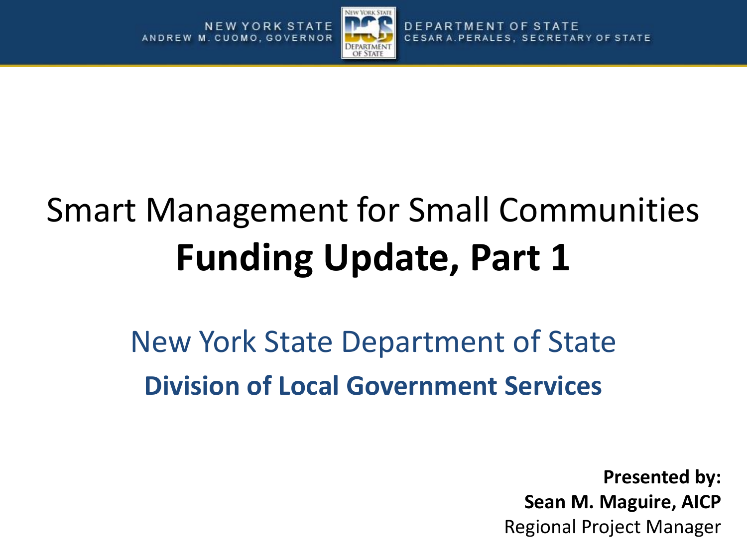NEW YORK STATE
ANDREW M. CUOMO, GOVERNOR

DEPARTMENT OF STATE
CESAR A. PERALES, SECRETARY OF STATE

# Smart Management for Small Communities
# **Funding Update, Part 1**

## New York State Department of State
## **Division of Local Government Services**

**Presented by:**
**Sean M. Maguire, AICP**
Regional Project Manager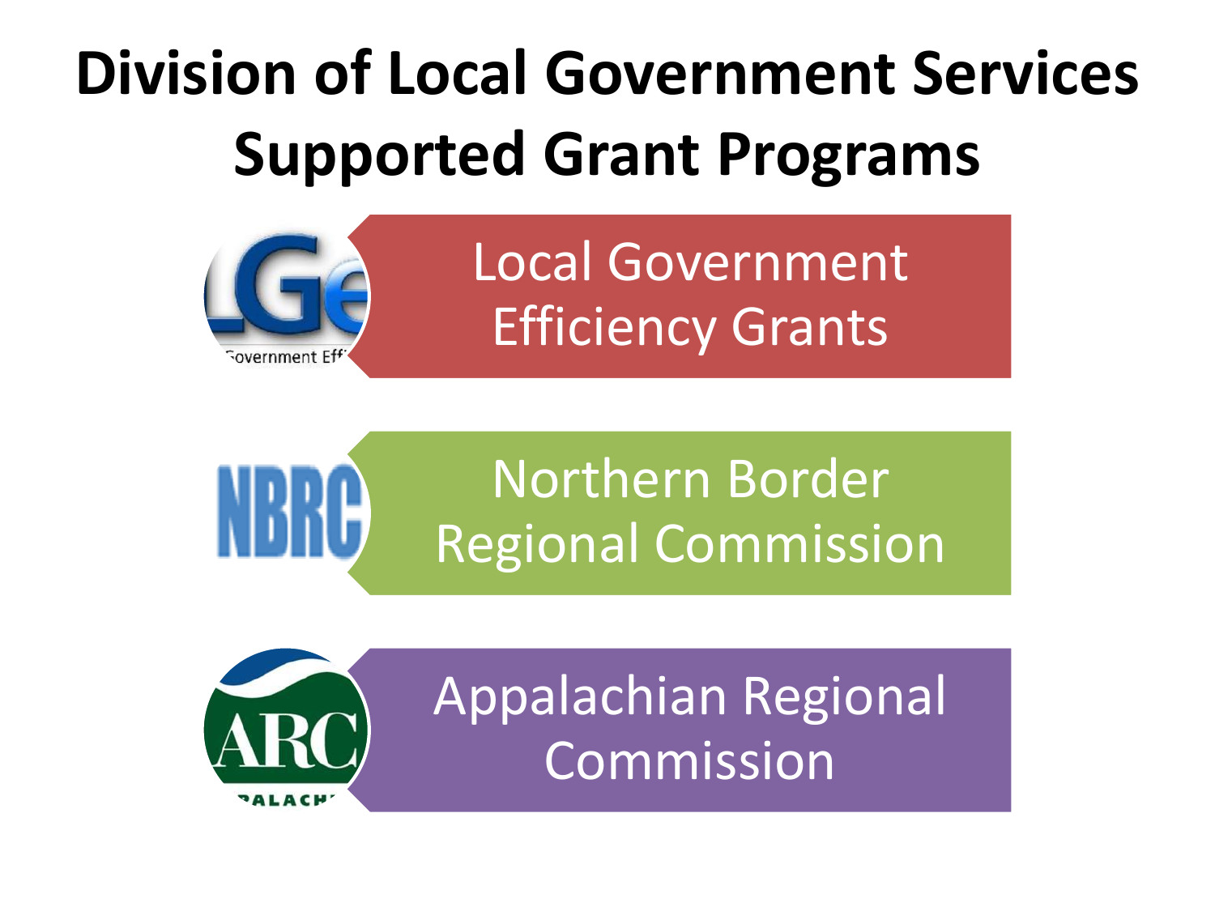# Division of Local Government Services Supported Grant Programs

- Local Government Efficiency Grants
- Northern Border Regional Commission
- Appalachian Regional Commission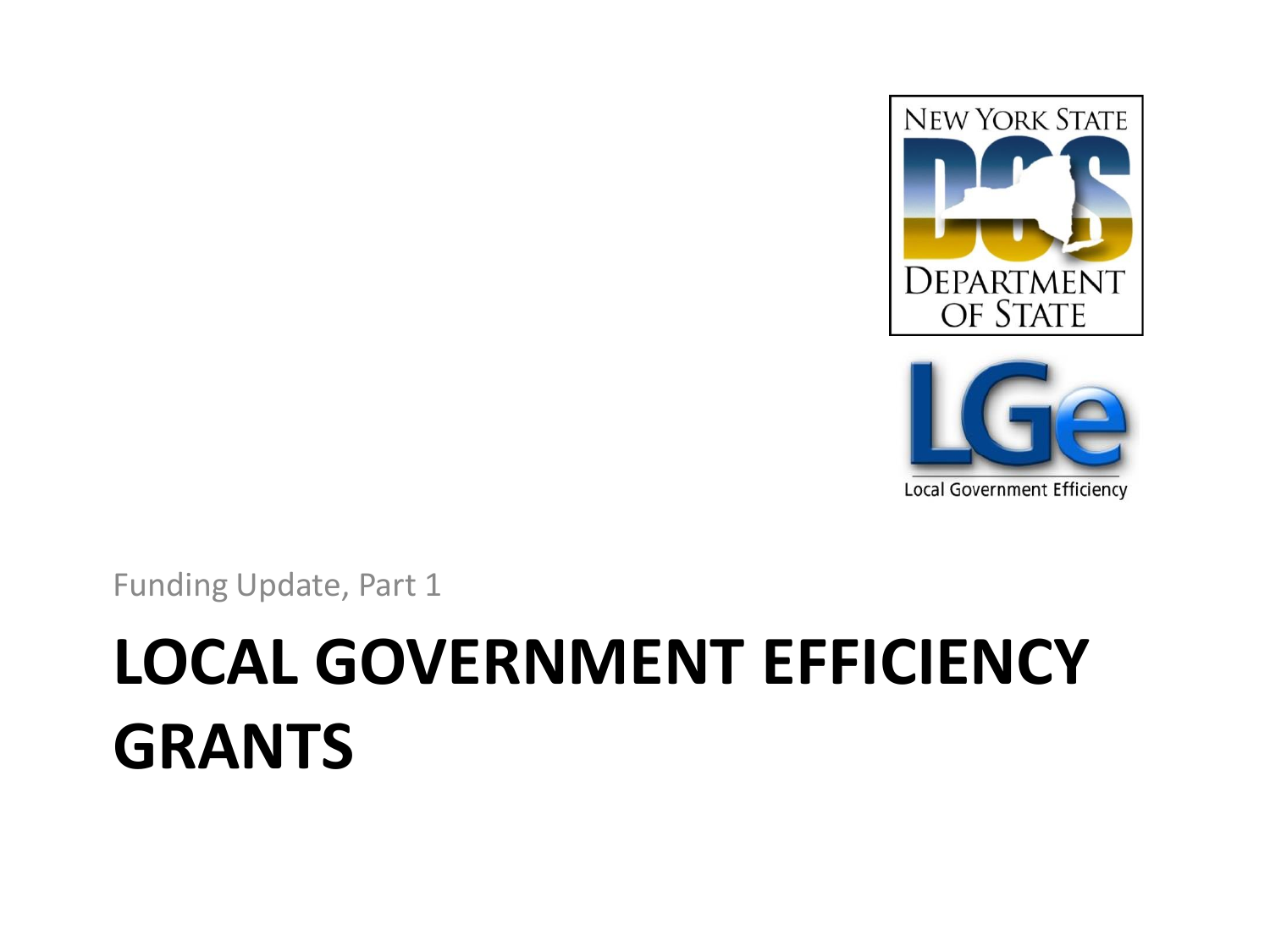Funding Update, Part 1

# LOCAL GOVERNMENT EFFICIENCY GRANTS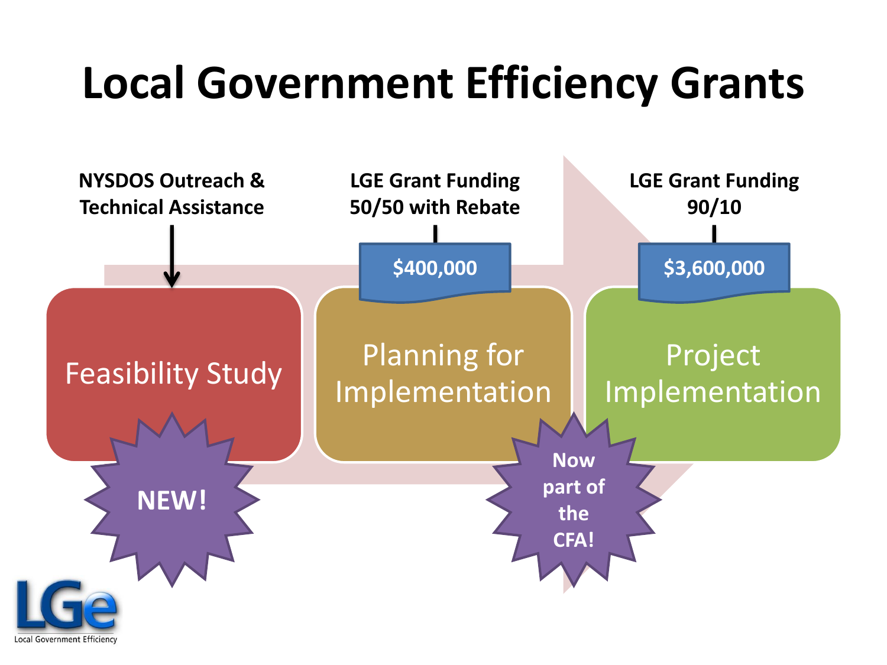# Local Government Efficiency Grants

**NYSDOS Outreach & Technical Assistance**

**LGE Grant Funding 50/50 with Rebate**

**LGE Grant Funding 90/10**

**$400,000**

**$3,600,000**

Feasibility Study

Planning for Implementation

Project Implementation

**NEW!**

**Now part of the CFA!**

LGe Local Government Efficiency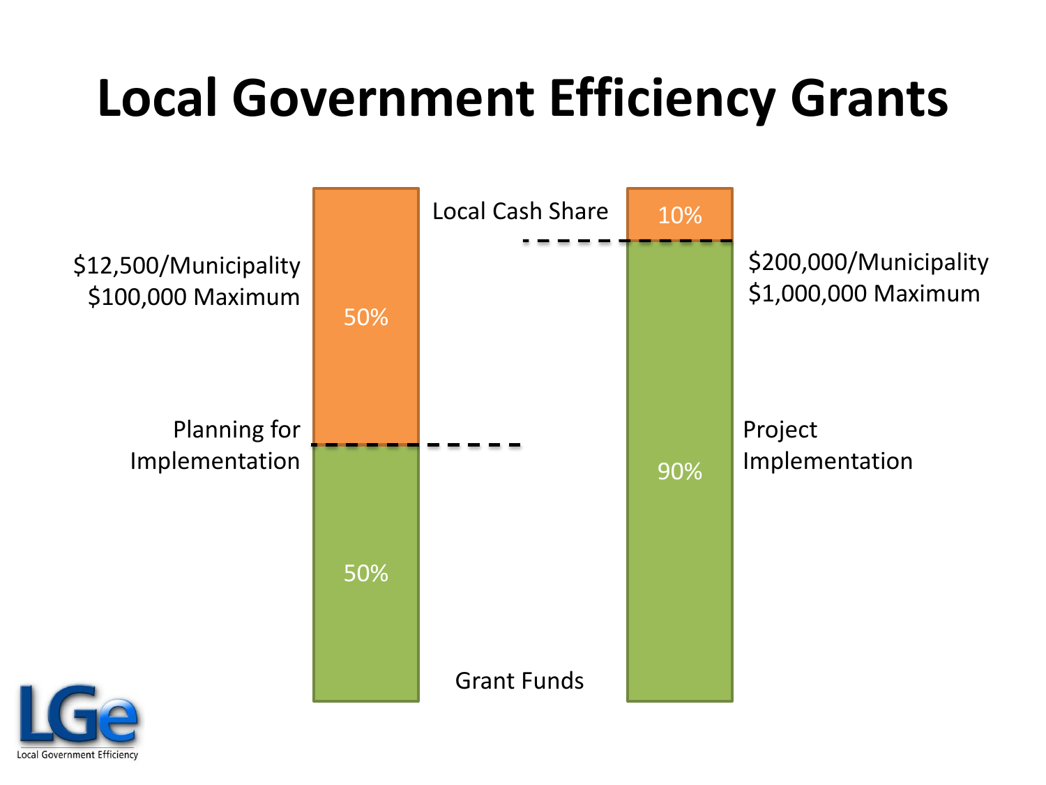# Local Government Efficiency Grants

| | Planning for Implementation | Project Implementation |
|---|---|---|
| Local Cash Share | 50% | 10% |
| Grant Funds | 50% | 90% |
| Grant Amount | $12,500/Municipality<br>$100,000 Maximum | $200,000/Municipality<br>$1,000,000 Maximum |

LGe

Local Government Efficiency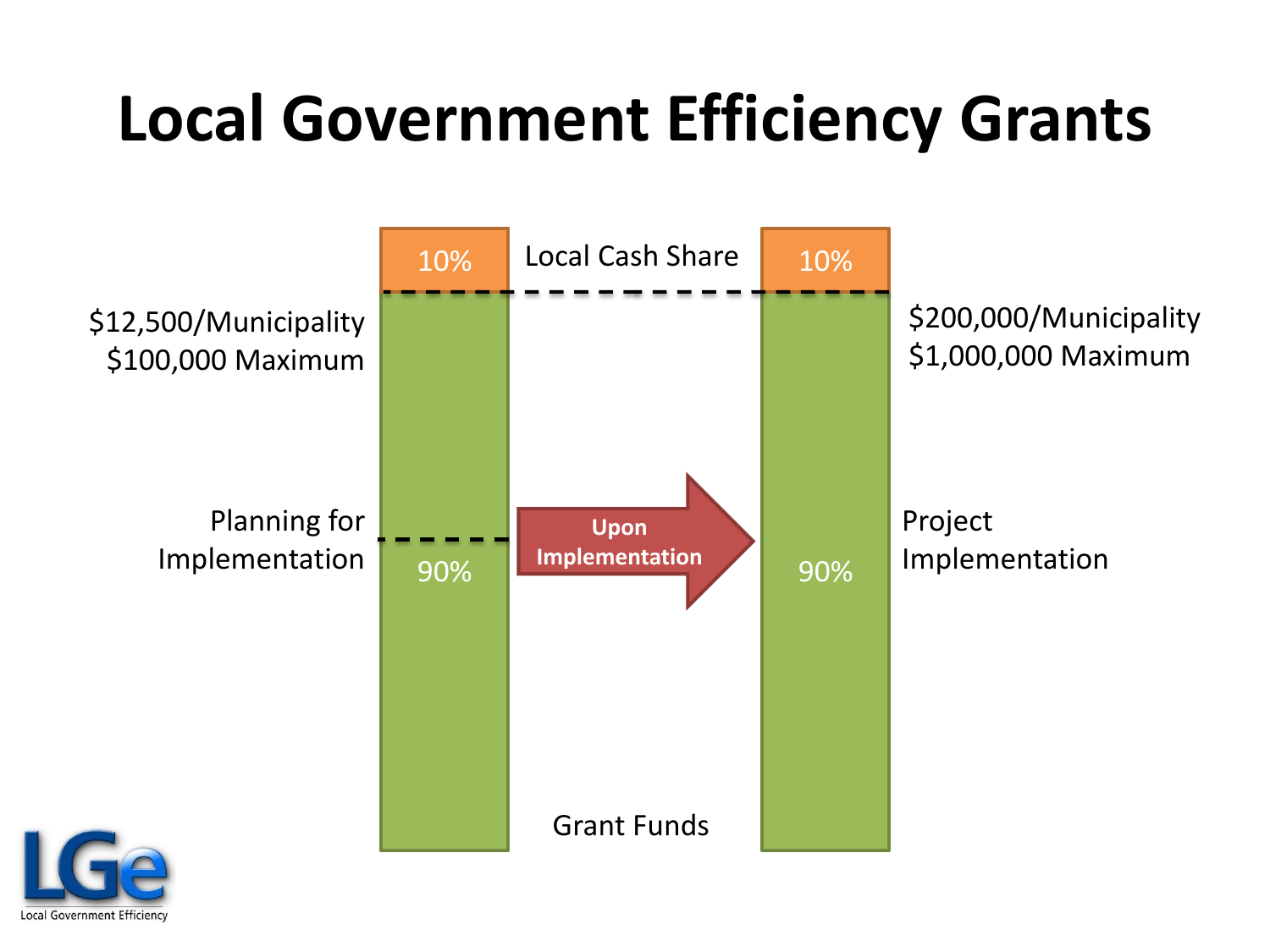# Local Government Efficiency Grants

Local Cash Share

| | Planning for Implementation | Project Implementation |
|---|---|---|
| Local Cash Share | 10% | 10% |
| Grant Funds | 90% | 90% |
| Amount | $12,500/Municipality, $100,000 Maximum | $200,000/Municipality, $1,000,000 Maximum |

Upon Implementation

Grant Funds

LGe Local Government Efficiency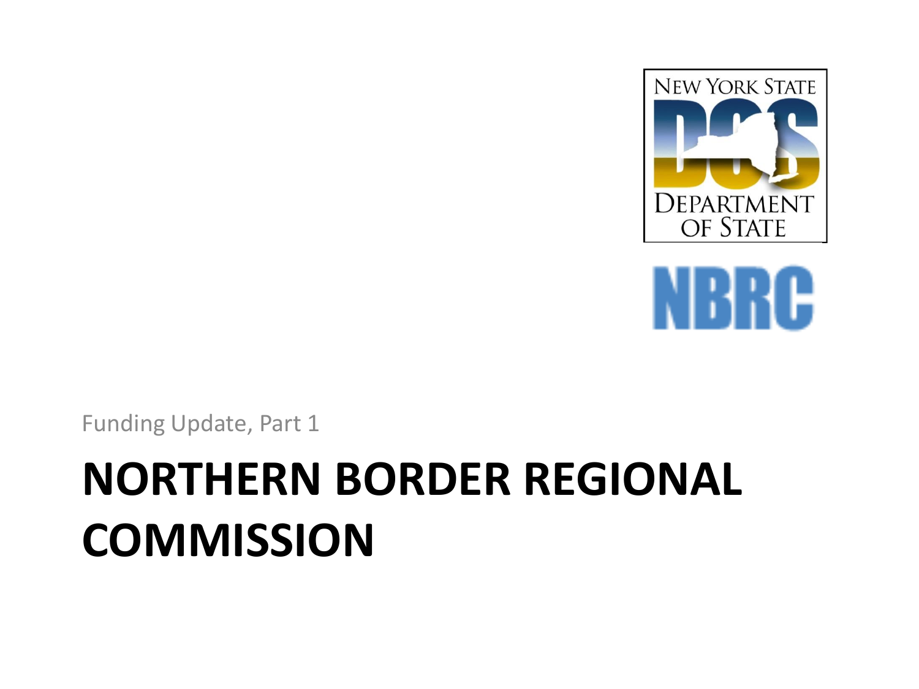Funding Update, Part 1

# NORTHERN BORDER REGIONAL COMMISSION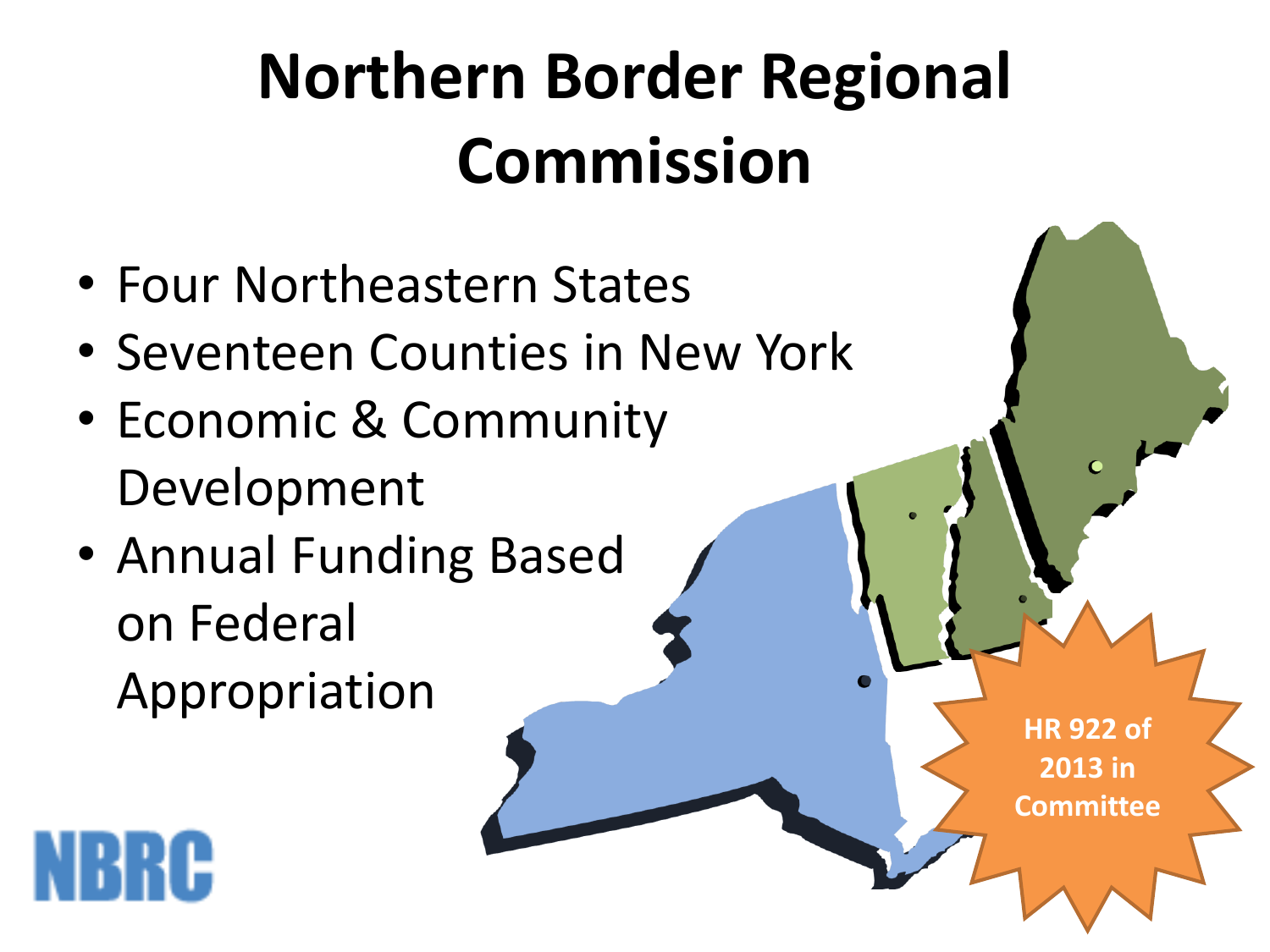# Northern Border Regional Commission

- Four Northeastern States
- Seventeen Counties in New York
- Economic & Community Development
- Annual Funding Based on Federal Appropriation

**HR 922 of 2013 in Committee**

NBRC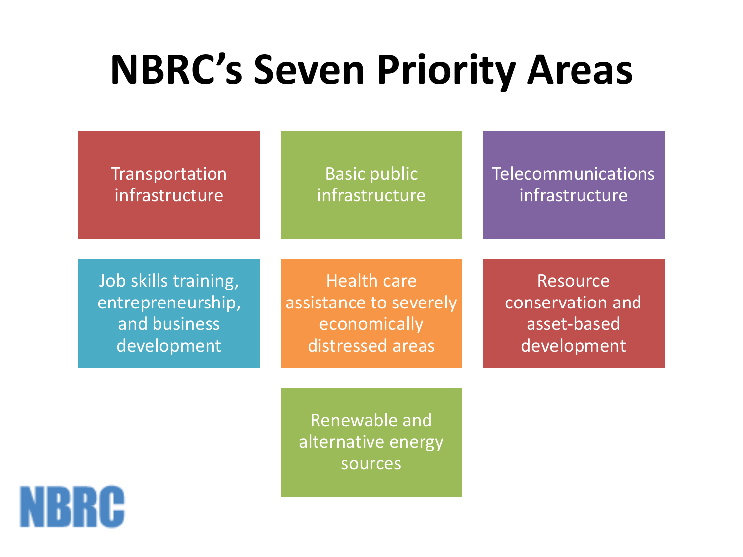# NBRC's Seven Priority Areas

- Transportation infrastructure
- Basic public infrastructure
- Telecommunications infrastructure
- Job skills training, entrepreneurship, and business development
- Health care assistance to severely economically distressed areas
- Resource conservation and asset-based development
- Renewable and alternative energy sources

NBRC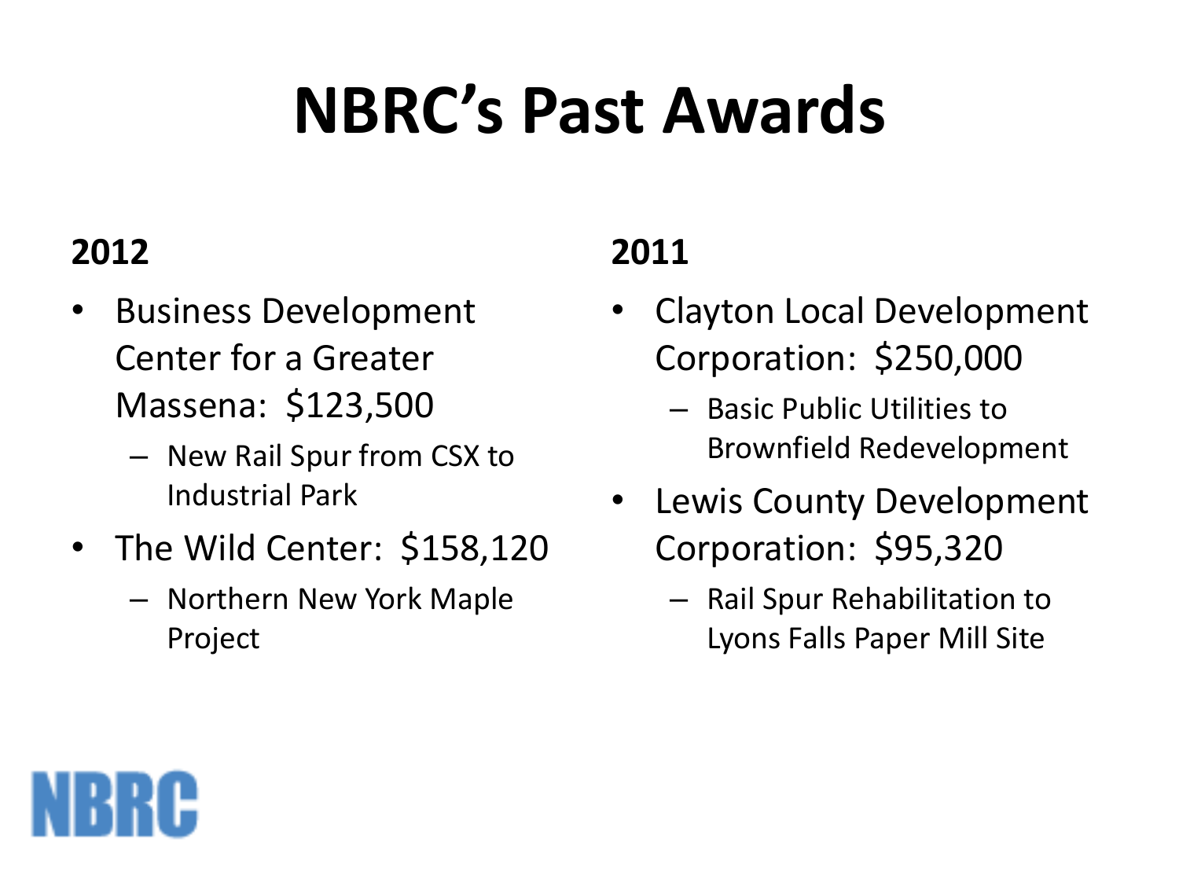# NBRC's Past Awards

**2012**

- Business Development Center for a Greater Massena: $123,500
  - New Rail Spur from CSX to Industrial Park
- The Wild Center: $158,120
  - Northern New York Maple Project

**2011**

- Clayton Local Development Corporation: $250,000
  - Basic Public Utilities to Brownfield Redevelopment
- Lewis County Development Corporation: $95,320
  - Rail Spur Rehabilitation to Lyons Falls Paper Mill Site

NBRC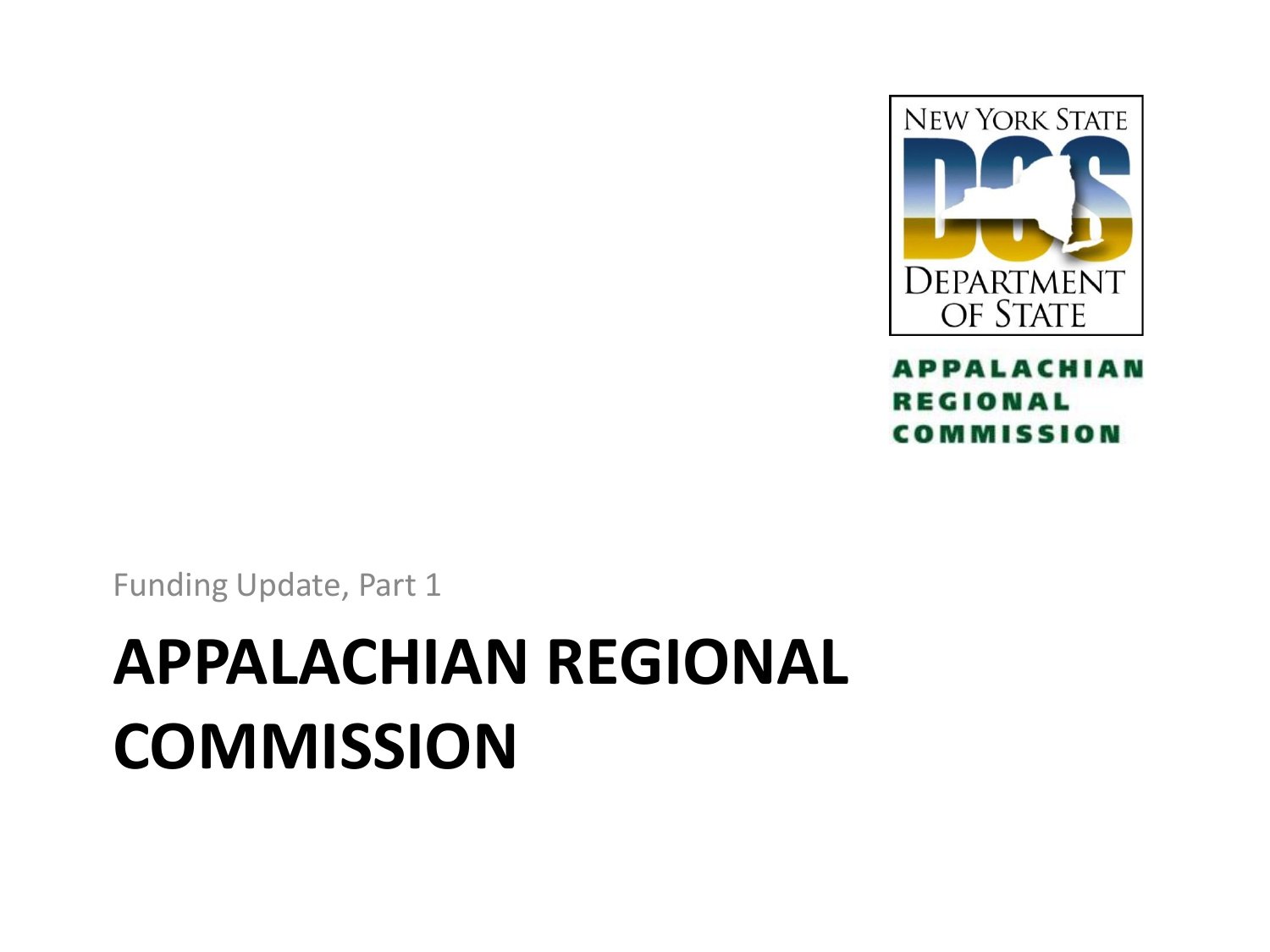Funding Update, Part 1

# APPALACHIAN REGIONAL COMMISSION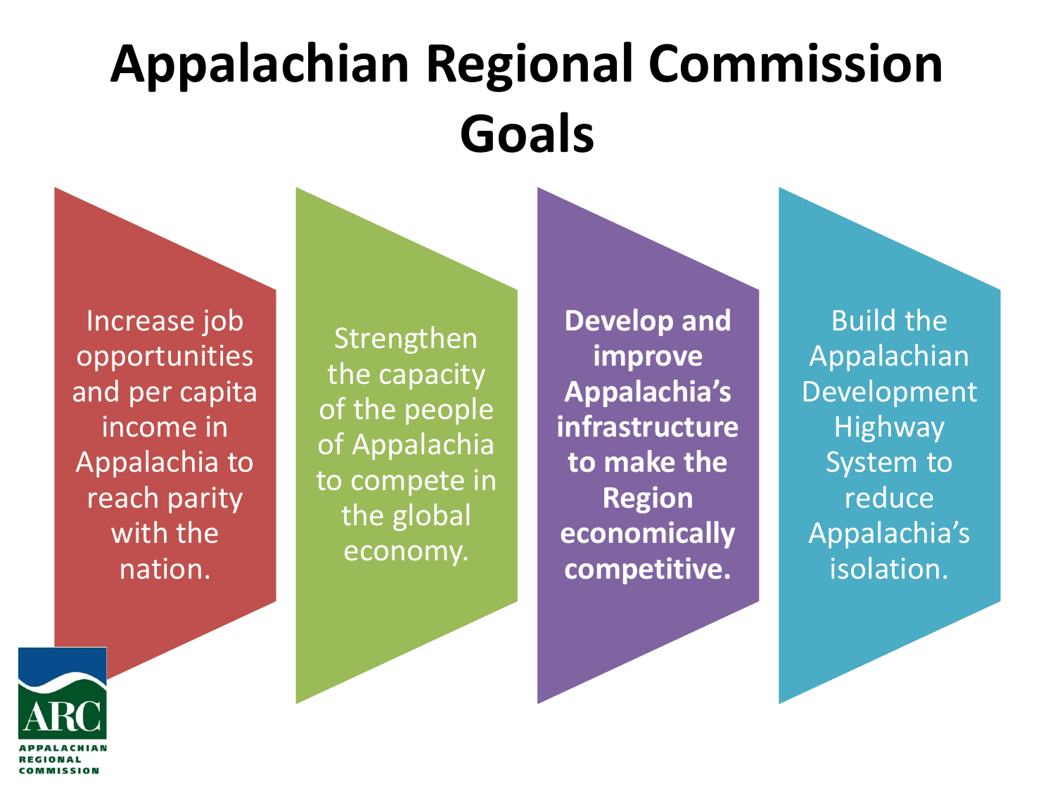# Appalachian Regional Commission Goals

- Increase job opportunities and per capita income in Appalachia to reach parity with the nation.
- Strengthen the capacity of the people of Appalachia to compete in the global economy.
- **Develop and improve Appalachia's infrastructure to make the Region economically competitive.**
- Build the Appalachian Development Highway System to reduce Appalachia's isolation.

ARC
APPALACHIAN REGIONAL COMMISSION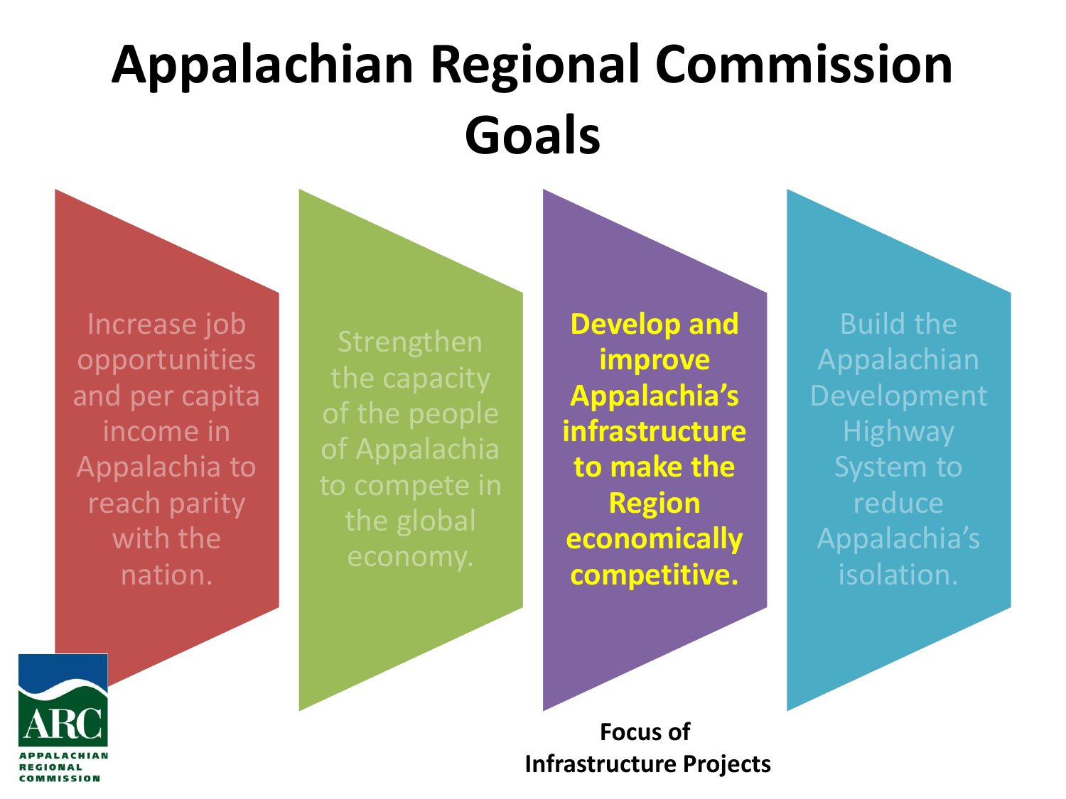# Appalachian Regional Commission Goals

- Increase job opportunities and per capita income in Appalachia to reach parity with the nation.
- Strengthen the capacity of the people of Appalachia to compete in the global economy.
- **Develop and improve Appalachia's infrastructure to make the Region economically competitive.**
- Build the Appalachian Development Highway System to reduce Appalachia's isolation.

**Focus of Infrastructure Projects**

APPALACHIAN REGIONAL COMMISSION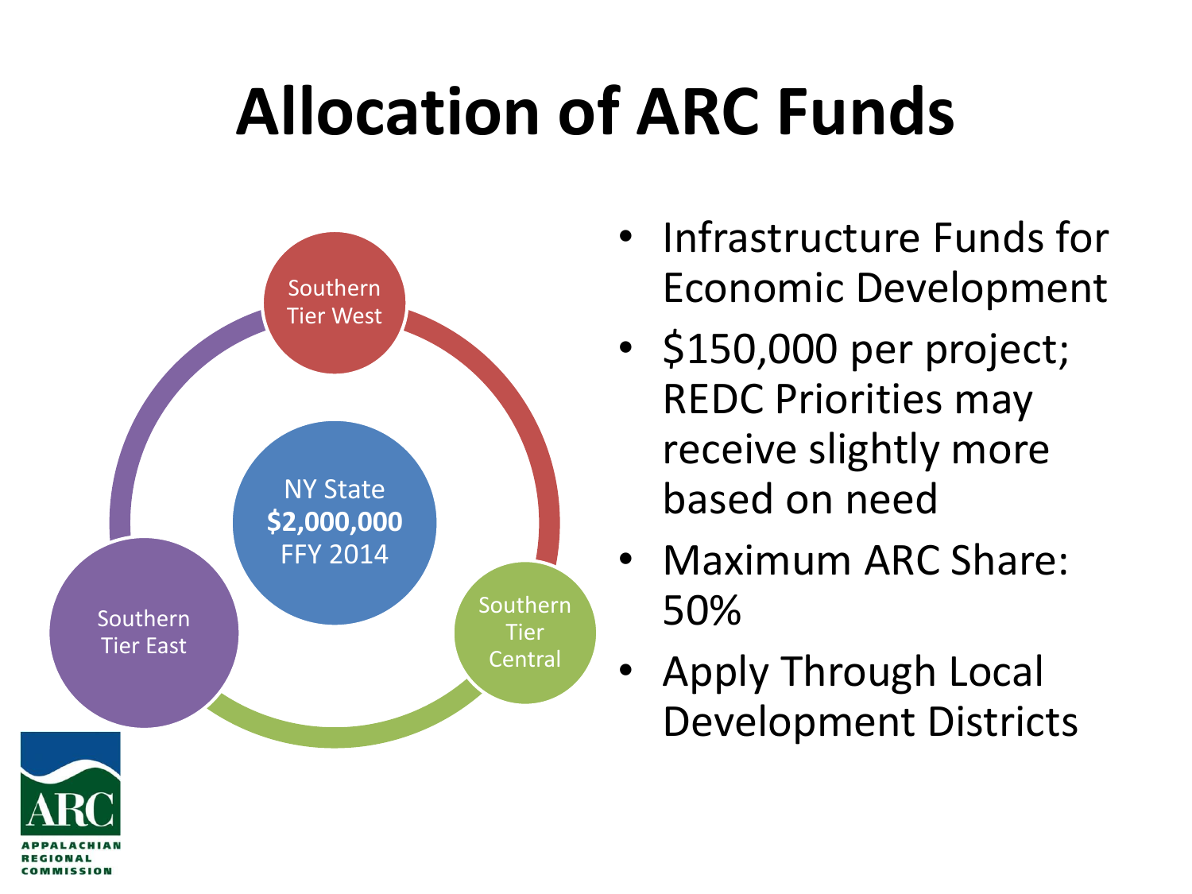# Allocation of ARC Funds

Southern Tier West

NY State
**$2,000,000**
FFY 2014

Southern Tier East

Southern Tier Central

- Infrastructure Funds for Economic Development
- $150,000 per project; REDC Priorities may receive slightly more based on need
- Maximum ARC Share: 50%
- Apply Through Local Development Districts

ARC
APPALACHIAN REGIONAL COMMISSION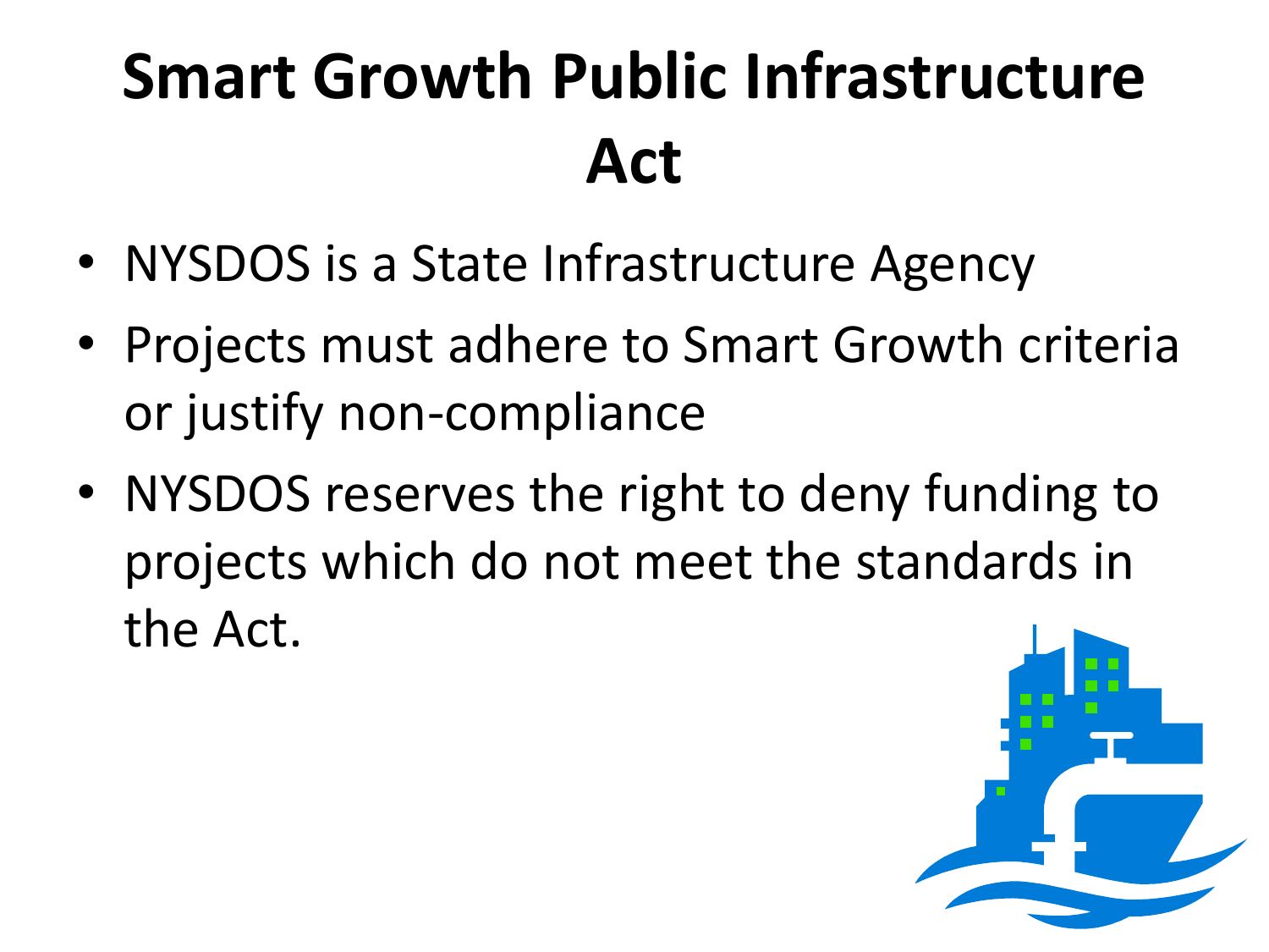# Smart Growth Public Infrastructure Act

- NYSDOS is a State Infrastructure Agency
- Projects must adhere to Smart Growth criteria or justify non-compliance
- NYSDOS reserves the right to deny funding to projects which do not meet the standards in the Act.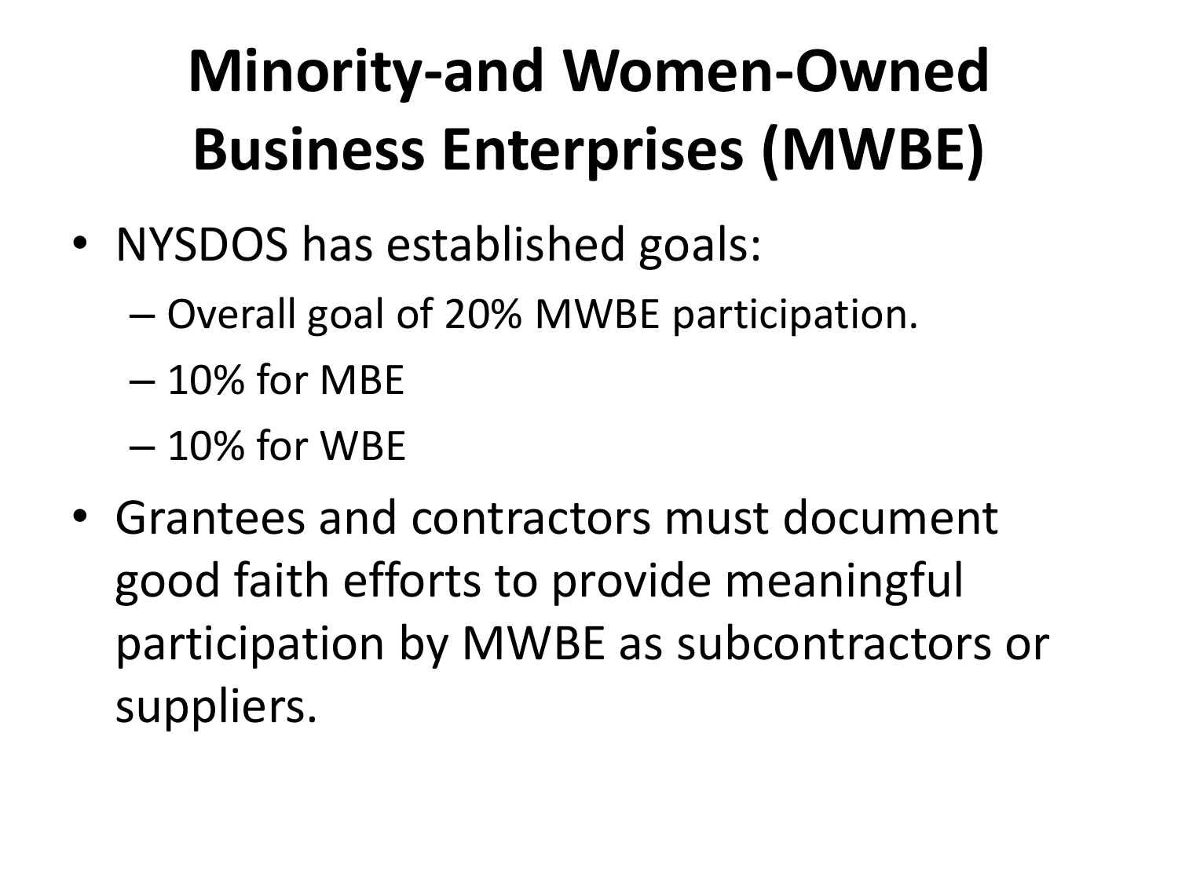# Minority-and Women-Owned Business Enterprises (MWBE)

- NYSDOS has established goals:
  - Overall goal of 20% MWBE participation.
  - 10% for MBE
  - 10% for WBE
- Grantees and contractors must document good faith efforts to provide meaningful participation by MWBE as subcontractors or suppliers.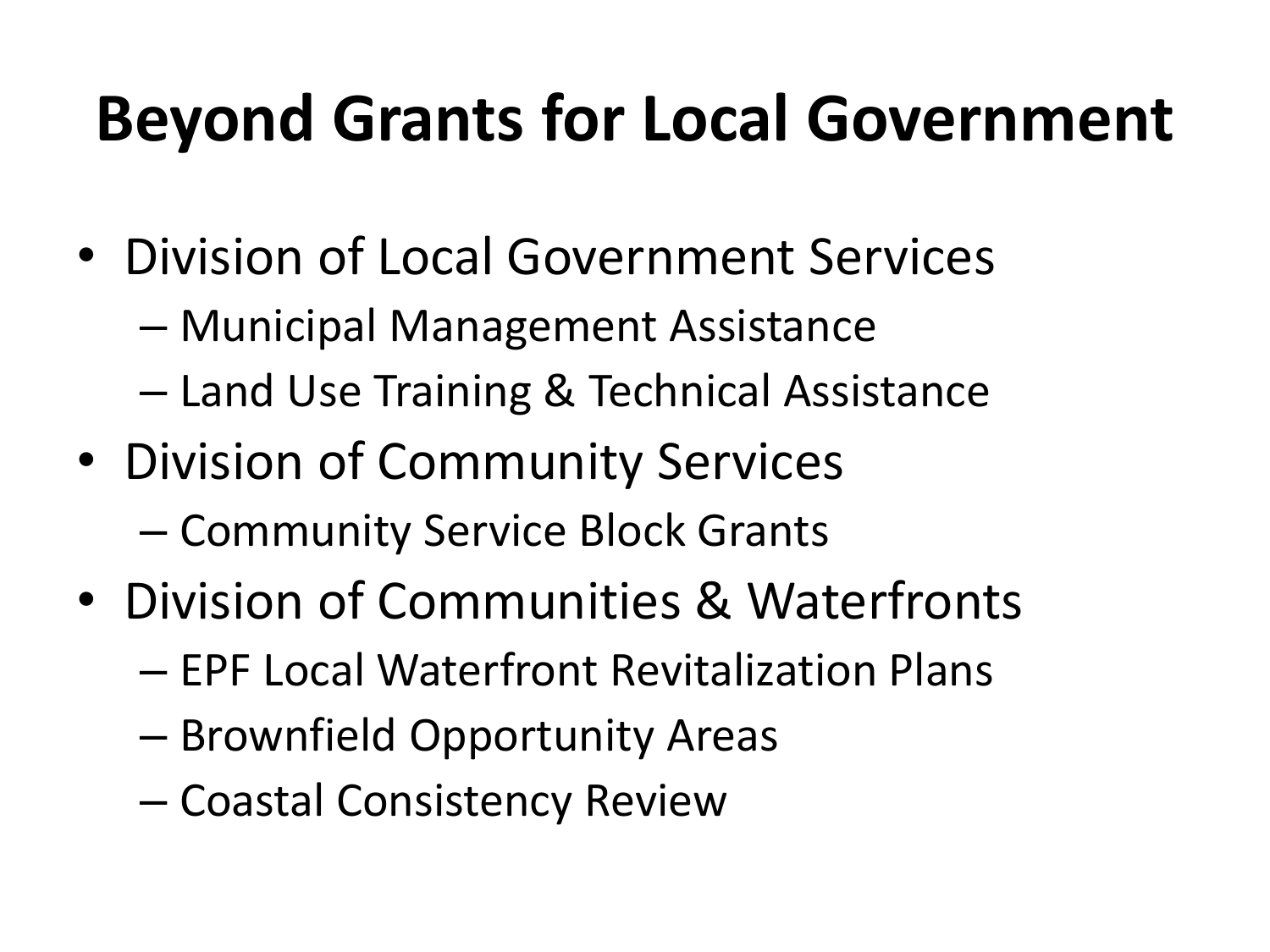# Beyond Grants for Local Government

- Division of Local Government Services
  - Municipal Management Assistance
  - Land Use Training & Technical Assistance
- Division of Community Services
  - Community Service Block Grants
- Division of Communities & Waterfronts
  - EPF Local Waterfront Revitalization Plans
  - Brownfield Opportunity Areas
  - Coastal Consistency Review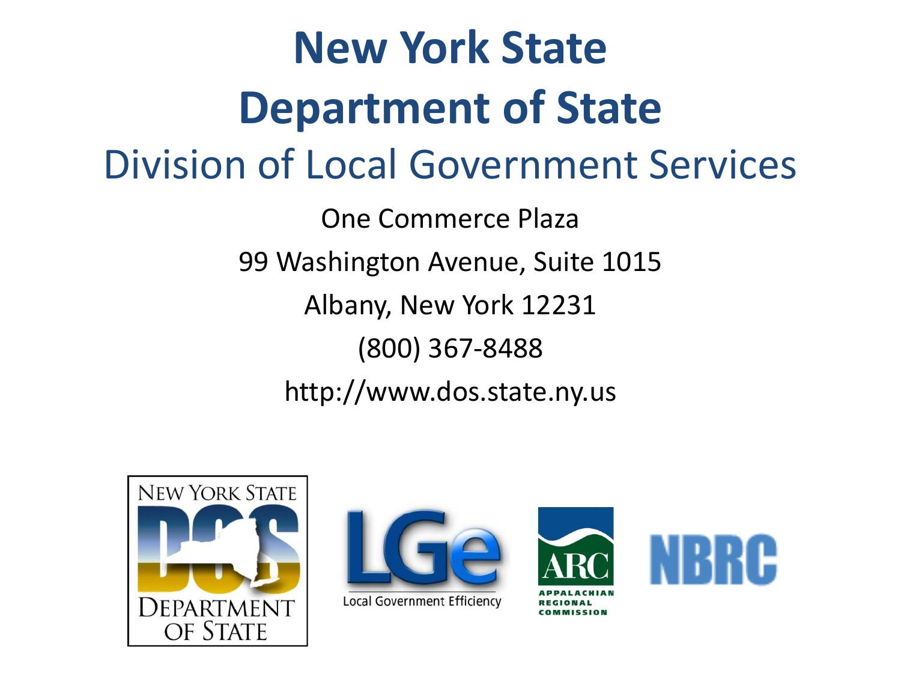# New York State Department of State

## Division of Local Government Services

One Commerce Plaza

99 Washington Avenue, Suite 1015

Albany, New York 12231

(800) 367-8488

http://www.dos.state.ny.us